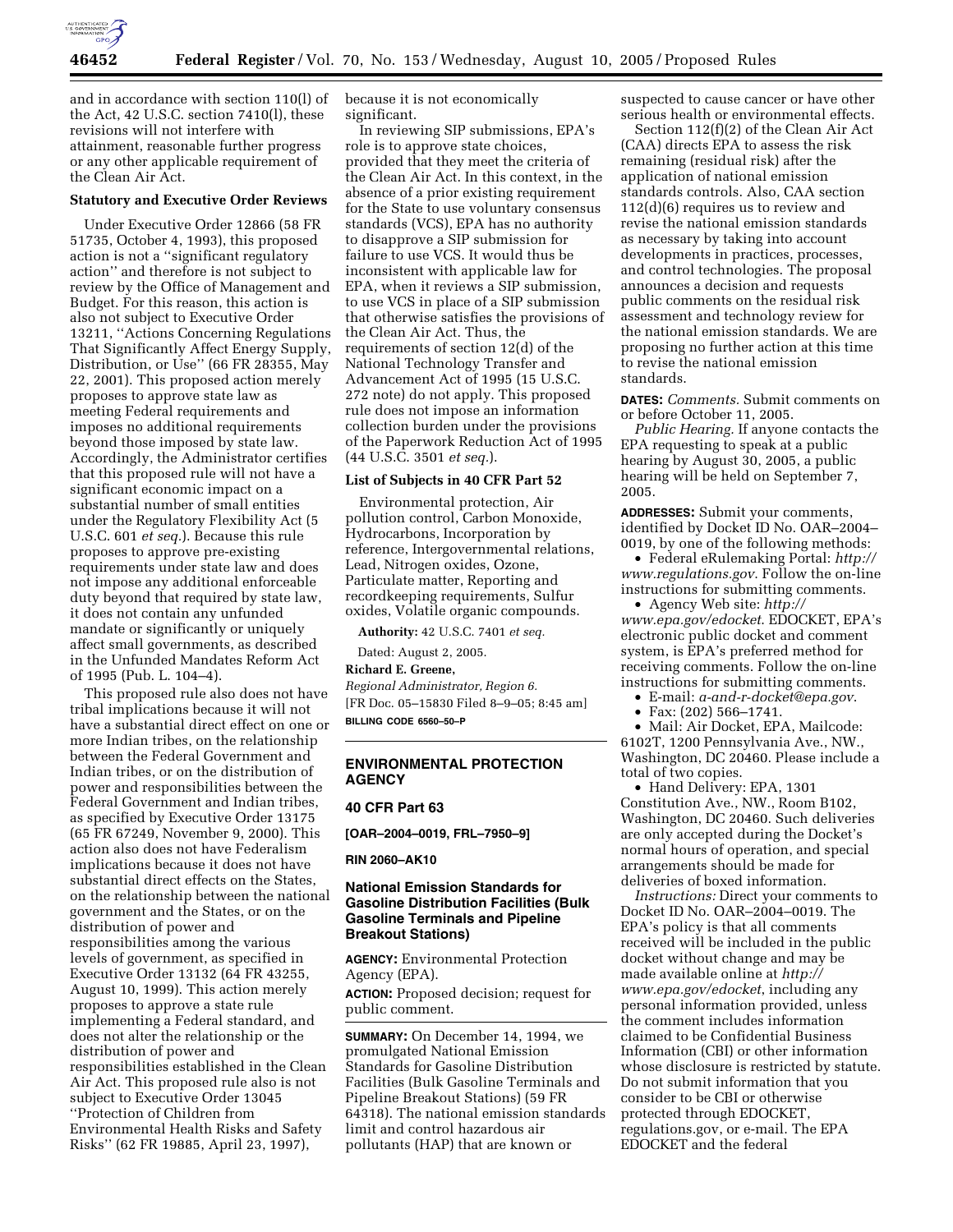and in accordance with section 110(l) of the Act, 42 U.S.C. section 7410(l), these revisions will not interfere with attainment, reasonable further progress or any other applicable requirement of the Clean Air Act.

**Statutory and Executive Order Reviews**

Under Executive Order 12866 (58 FR 51735, October 4, 1993), this proposed action is not a ''significant regulatory action'' and therefore is not subject to review by the Office of Management and Budget. For this reason, this action is also not subject to Executive Order 13211, ''Actions Concerning Regulations That Significantly Affect Energy Supply, Distribution, or Use'' (66 FR 28355, May 22, 2001). This proposed action merely proposes to approve state law as meeting Federal requirements and imposes no additional requirements beyond those imposed by state law. Accordingly, the Administrator certifies that this proposed rule will not have a significant economic impact on a substantial number of small entities under the Regulatory Flexibility Act (5 U.S.C. 601 *et seq.*). Because this rule proposes to approve pre-existing requirements under state law and does not impose any additional enforceable duty beyond that required by state law, it does not contain any unfunded mandate or significantly or uniquely affect small governments, as described in the Unfunded Mandates Reform Act of 1995 (Pub. L. 104–4).

This proposed rule also does not have tribal implications because it will not have a substantial direct effect on one or more Indian tribes, on the relationship between the Federal Government and Indian tribes, or on the distribution of power and responsibilities between the Federal Government and Indian tribes, as specified by Executive Order 13175 (65 FR 67249, November 9, 2000). This action also does not have Federalism implications because it does not have substantial direct effects on the States, on the relationship between the national government and the States, or on the distribution of power and responsibilities among the various levels of government, as specified in Executive Order 13132 (64 FR 43255, August 10, 1999). This action merely proposes to approve a state rule implementing a Federal standard, and does not alter the relationship or the distribution of power and responsibilities established in the Clean Air Act. This proposed rule also is not subject to Executive Order 13045 ''Protection of Children from Environmental Health Risks and Safety Risks'' (62 FR 19885, April 23, 1997), because it is not economically significant.

In reviewing SIP submissions, EPA's role is to approve state choices, provided that they meet the criteria of the Clean Air Act. In this context, in the absence of a prior existing requirement for the State to use voluntary consensus standards (VCS), EPA has no authority to disapprove a SIP submission for failure to use VCS. It would thus be inconsistent with applicable law for EPA, when it reviews a SIP submission, to use VCS in place of a SIP submission that otherwise satisfies the provisions of the Clean Air Act. Thus, the requirements of section 12(d) of the National Technology Transfer and Advancement Act of 1995 (15 U.S.C. 272 note) do not apply. This proposed rule does not impose an information collection burden under the provisions of the Paperwork Reduction Act of 1995 (44 U.S.C. 3501 *et seq.*).

**List of Subjects in 40 CFR Part 52**

Environmental protection, Air pollution control, Carbon Monoxide, Hydrocarbons, Incorporation by reference, Intergovernmental relations, Lead, Nitrogen oxides, Ozone, Particulate matter, Reporting and recordkeeping requirements, Sulfur oxides, Volatile organic compounds.

**Authority:** 42 U.S.C. 7401 *et seq.*

Dated: August 2, 2005.

**Richard E. Greene,**

*Regional Administrator, Region 6.*

[FR Doc. 05–15830 Filed 8–9–05; 8:45 am]

**BILLING CODE 6560–50–P**

---

## ENVIRONMENTAL PROTECTION AGENCY

### 40 CFR Part 63

**[OAR–2004–0019, FRL–7950–9]**

**RIN 2060–AK10**

### National Emission Standards for Gasoline Distribution Facilities (Bulk Gasoline Terminals and Pipeline Breakout Stations)

**AGENCY:** Environmental Protection Agency (EPA).

**ACTION:** Proposed decision; request for public comment.

**SUMMARY:** On December 14, 1994, we promulgated National Emission Standards for Gasoline Distribution Facilities (Bulk Gasoline Terminals and Pipeline Breakout Stations) (59 FR 64318). The national emission standards limit and control hazardous air pollutants (HAP) that are known or suspected to cause cancer or have other serious health or environmental effects.

Section 112(f)(2) of the Clean Air Act (CAA) directs EPA to assess the risk remaining (residual risk) after the application of national emission standards controls. Also, CAA section 112(d)(6) requires us to review and revise the national emission standards as necessary by taking into account developments in practices, processes, and control technologies. The proposal announces a decision and requests public comments on the residual risk assessment and technology review for the national emission standards. We are proposing no further action at this time to revise the national emission standards.

**DATES:** *Comments.* Submit comments on or before October 11, 2005.

*Public Hearing.* If anyone contacts the EPA requesting to speak at a public hearing by August 30, 2005, a public hearing will be held on September 7, 2005.

**ADDRESSES:** Submit your comments, identified by Docket ID No. OAR–2004–0019, by one of the following methods:

- Federal eRulemaking Portal: *http://www.regulations.gov.* Follow the on-line instructions for submitting comments.
- Agency Web site: *http://www.epa.gov/edocket.* EDOCKET, EPA's electronic public docket and comment system, is EPA's preferred method for receiving comments. Follow the on-line instructions for submitting comments.
- E-mail: *a-and-r-docket@epa.gov.*
- Fax: (202) 566–1741.
- Mail: Air Docket, EPA, Mailcode: 6102T, 1200 Pennsylvania Ave., NW., Washington, DC 20460. Please include a total of two copies.
- Hand Delivery: EPA, 1301 Constitution Ave., NW., Room B102, Washington, DC 20460. Such deliveries are only accepted during the Docket's normal hours of operation, and special arrangements should be made for deliveries of boxed information.

*Instructions:* Direct your comments to Docket ID No. OAR–2004–0019. The EPA's policy is that all comments received will be included in the public docket without change and may be made available online at *http://www.epa.gov/edocket*, including any personal information provided, unless the comment includes information claimed to be Confidential Business Information (CBI) or other information whose disclosure is restricted by statute. Do not submit information that you consider to be CBI or otherwise protected through EDOCKET, regulations.gov, or e-mail. The EPA EDOCKET and the federal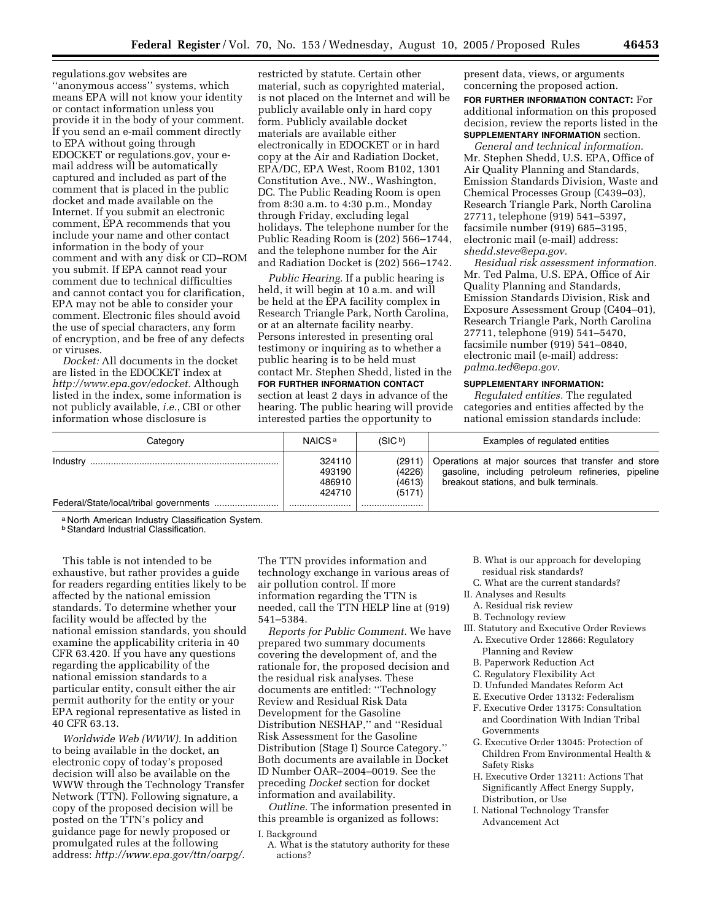regulations.gov websites are ''anonymous access'' systems, which means EPA will not know your identity or contact information unless you provide it in the body of your comment. If you send an e-mail comment directly to EPA without going through EDOCKET or regulations.gov, your e-mail address will be automatically captured and included as part of the comment that is placed in the public docket and made available on the Internet. If you submit an electronic comment, EPA recommends that you include your name and other contact information in the body of your comment and with any disk or CD–ROM you submit. If EPA cannot read your comment due to technical difficulties and cannot contact you for clarification, EPA may not be able to consider your comment. Electronic files should avoid the use of special characters, any form of encryption, and be free of any defects or viruses.

*Docket:* All documents in the docket are listed in the EDOCKET index at *http://www.epa.gov/edocket.* Although listed in the index, some information is not publicly available, *i.e.*, CBI or other information whose disclosure is restricted by statute. Certain other material, such as copyrighted material, is not placed on the Internet and will be publicly available only in hard copy form. Publicly available docket materials are available either electronically in EDOCKET or in hard copy at the Air and Radiation Docket, EPA/DC, EPA West, Room B102, 1301 Constitution Ave., NW., Washington, DC. The Public Reading Room is open from 8:30 a.m. to 4:30 p.m., Monday through Friday, excluding legal holidays. The telephone number for the Public Reading Room is (202) 566–1744, and the telephone number for the Air and Radiation Docket is (202) 566–1742.

*Public Hearing.* If a public hearing is held, it will begin at 10 a.m. and will be held at the EPA facility complex in Research Triangle Park, North Carolina, or at an alternate facility nearby. Persons interested in presenting oral testimony or inquiring as to whether a public hearing is to be held must contact Mr. Stephen Shedd, listed in the **FOR FURTHER INFORMATION CONTACT** section at least 2 days in advance of the hearing. The public hearing will provide interested parties the opportunity to present data, views, or arguments concerning the proposed action.

**FOR FURTHER INFORMATION CONTACT:** For additional information on this proposed decision, review the reports listed in the **SUPPLEMENTARY INFORMATION** section.

*General and technical information.* Mr. Stephen Shedd, U.S. EPA, Office of Air Quality Planning and Standards, Emission Standards Division, Waste and Chemical Processes Group (C439–03), Research Triangle Park, North Carolina 27711, telephone (919) 541–5397, facsimile number (919) 685–3195, electronic mail (e-mail) address: *shedd.steve@epa.gov.*

*Residual risk assessment information.* Mr. Ted Palma, U.S. EPA, Office of Air Quality Planning and Standards, Emission Standards Division, Risk and Exposure Assessment Group (C404–01), Research Triangle Park, North Carolina 27711, telephone (919) 541–5470, facsimile number (919) 541–0840, electronic mail (e-mail) address: *palma.ted@epa.gov.*

**SUPPLEMENTARY INFORMATION:**

*Regulated entities.* The regulated categories and entities affected by the national emission standards include:

| Category | NAICS [a] | (SIC [b]) | Examples of regulated entities |
|---|---|---|---|
| Industry | 324110<br>493190<br>486910<br>424710 | (2911)<br>(4226)<br>(4613)<br>(5171) | Operations at major sources that transfer and store gasoline, including petroleum refineries, pipeline breakout stations, and bulk terminals. |
| Federal/State/local/tribal governments | | | |

[a] North American Industry Classification System.
[b] Standard Industrial Classification.

This table is not intended to be exhaustive, but rather provides a guide for readers regarding entities likely to be affected by the national emission standards. To determine whether your facility would be affected by the national emission standards, you should examine the applicability criteria in 40 CFR 63.420. If you have any questions regarding the applicability of the national emission standards to a particular entity, consult either the air permit authority for the entity or your EPA regional representative as listed in 40 CFR 63.13.

*Worldwide Web (WWW).* In addition to being available in the docket, an electronic copy of today's proposed decision will also be available on the WWW through the Technology Transfer Network (TTN). Following signature, a copy of the proposed decision will be posted on the TTN's policy and guidance page for newly proposed or promulgated rules at the following address: *http://www.epa.gov/ttn/oarpg/.* The TTN provides information and technology exchange in various areas of air pollution control. If more information regarding the TTN is needed, call the TTN HELP line at (919) 541–5384.

*Reports for Public Comment.* We have prepared two summary documents covering the development of, and the rationale for, the proposed decision and the residual risk analyses. These documents are entitled: ''Technology Review and Residual Risk Data Development for the Gasoline Distribution NESHAP,'' and ''Residual Risk Assessment for the Gasoline Distribution (Stage I) Source Category.'' Both documents are available in Docket ID Number OAR–2004–0019. See the preceding *Docket* section for docket information and availability.

*Outline.* The information presented in this preamble is organized as follows:

I. Background
  A. What is the statutory authority for these actions?
  B. What is our approach for developing residual risk standards?
  C. What are the current standards?
II. Analyses and Results
  A. Residual risk review
  B. Technology review
III. Statutory and Executive Order Reviews
  A. Executive Order 12866: Regulatory Planning and Review
  B. Paperwork Reduction Act
  C. Regulatory Flexibility Act
  D. Unfunded Mandates Reform Act
  E. Executive Order 13132: Federalism
  F. Executive Order 13175: Consultation and Coordination With Indian Tribal Governments
  G. Executive Order 13045: Protection of Children From Environmental Health & Safety Risks
  H. Executive Order 13211: Actions That Significantly Affect Energy Supply, Distribution, or Use
  I. National Technology Transfer Advancement Act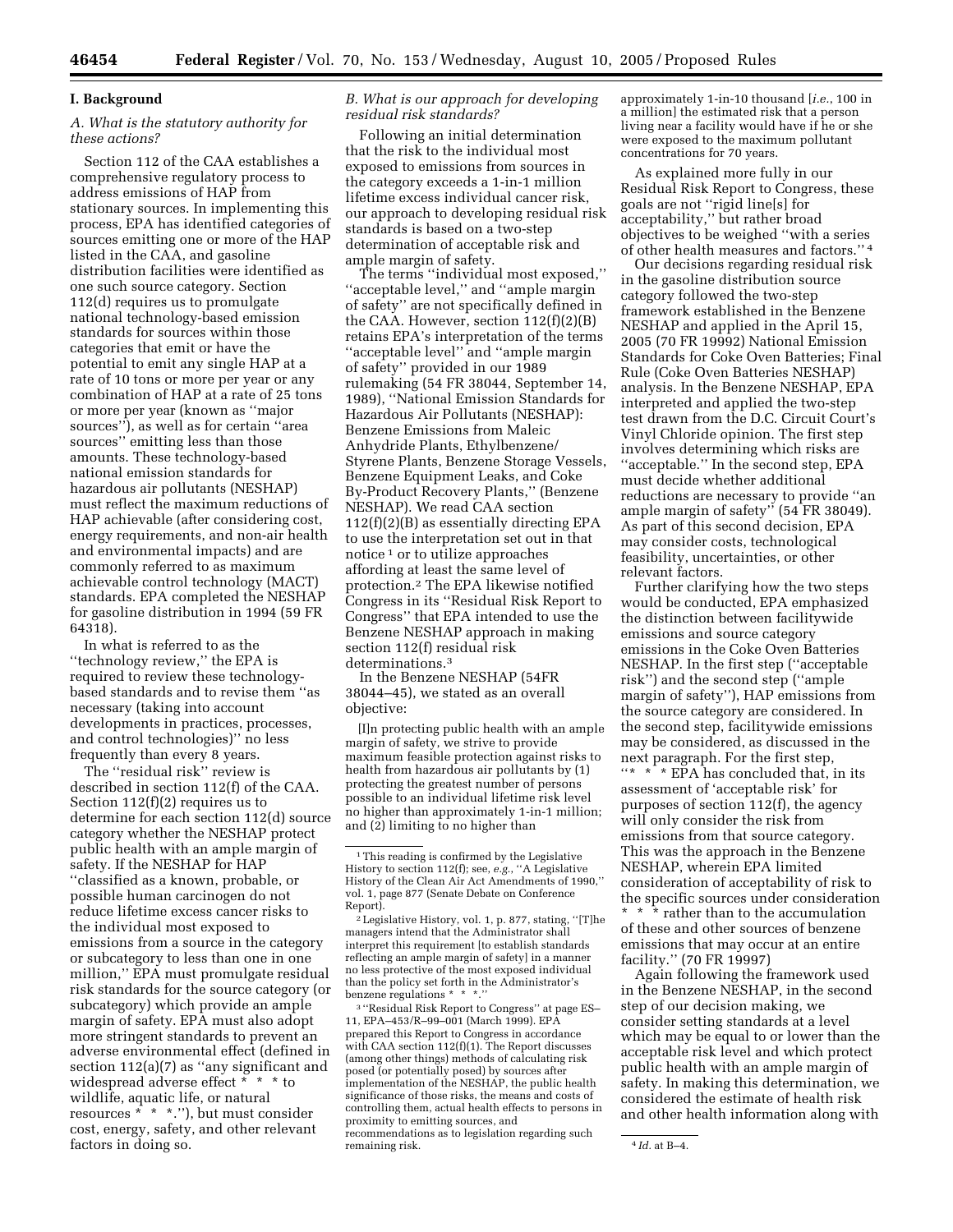## I. Background

### A. What is the statutory authority for these actions?

Section 112 of the CAA establishes a comprehensive regulatory process to address emissions of HAP from stationary sources. In implementing this process, EPA has identified categories of sources emitting one or more of the HAP listed in the CAA, and gasoline distribution facilities were identified as one such source category. Section 112(d) requires us to promulgate national technology-based emission standards for sources within those categories that emit or have the potential to emit any single HAP at a rate of 10 tons or more per year or any combination of HAP at a rate of 25 tons or more per year (known as "major sources"), as well as for certain "area sources" emitting less than those amounts. These technology-based national emission standards for hazardous air pollutants (NESHAP) must reflect the maximum reductions of HAP achievable (after considering cost, energy requirements, and non-air health and environmental impacts) and are commonly referred to as maximum achievable control technology (MACT) standards. EPA completed the NESHAP for gasoline distribution in 1994 (59 FR 64318).

In what is referred to as the "technology review," the EPA is required to review these technology-based standards and to revise them "as necessary (taking into account developments in practices, processes, and control technologies)" no less frequently than every 8 years.

The "residual risk" review is described in section 112(f) of the CAA. Section 112(f)(2) requires us to determine for each section 112(d) source category whether the NESHAP protect public health with an ample margin of safety. If the NESHAP for HAP "classified as a known, probable, or possible human carcinogen do not reduce lifetime excess cancer risks to the individual most exposed to emissions from a source in the category or subcategory to less than one in one million," EPA must promulgate residual risk standards for the source category (or subcategory) which provide an ample margin of safety. EPA must also adopt more stringent standards to prevent an adverse environmental effect (defined in section 112(a)(7) as "any significant and widespread adverse effect * * * to wildlife, aquatic life, or natural resources * * *."), but must consider cost, energy, safety, and other relevant factors in doing so.

### B. What is our approach for developing residual risk standards?

Following an initial determination that the risk to the individual most exposed to emissions from sources in the category exceeds a 1-in-1 million lifetime excess individual cancer risk, our approach to developing residual risk standards is based on a two-step determination of acceptable risk and ample margin of safety.

The terms "individual most exposed," "acceptable level," and "ample margin of safety" are not specifically defined in the CAA. However, section 112(f)(2)(B) retains EPA's interpretation of the terms "acceptable level" and "ample margin of safety" provided in our 1989 rulemaking (54 FR 38044, September 14, 1989), "National Emission Standards for Hazardous Air Pollutants (NESHAP): Benzene Emissions from Maleic Anhydride Plants, Ethylbenzene/Styrene Plants, Benzene Storage Vessels, Benzene Equipment Leaks, and Coke By-Product Recovery Plants," (Benzene NESHAP). We read CAA section 112(f)(2)(B) as essentially directing EPA to use the interpretation set out in that notice [1] or to utilize approaches affording at least the same level of protection.[2] The EPA likewise notified Congress in its "Residual Risk Report to Congress" that EPA intended to use the Benzene NESHAP approach in making section 112(f) residual risk determinations.[3]

In the Benzene NESHAP (54FR 38044–45), we stated as an overall objective:

> [I]n protecting public health with an ample margin of safety, we strive to provide maximum feasible protection against risks to health from hazardous air pollutants by (1) protecting the greatest number of persons possible to an individual lifetime risk level no higher than approximately 1-in-1 million; and (2) limiting to no higher than approximately 1-in-10 thousand [*i.e.*, 100 in a million] the estimated risk that a person living near a facility would have if he or she were exposed to the maximum pollutant concentrations for 70 years.

As explained more fully in our Residual Risk Report to Congress, these goals are not "rigid line[s] for acceptability," but rather broad objectives to be weighed "with a series of other health measures and factors." [4]

Our decisions regarding residual risk in the gasoline distribution source category followed the two-step framework established in the Benzene NESHAP and applied in the April 15, 2005 (70 FR 19992) National Emission Standards for Coke Oven Batteries; Final Rule (Coke Oven Batteries NESHAP) analysis. In the Benzene NESHAP, EPA interpreted and applied the two-step test drawn from the D.C. Circuit Court's Vinyl Chloride opinion. The first step involves determining which risks are "acceptable." In the second step, EPA must decide whether additional reductions are necessary to provide "an ample margin of safety" (54 FR 38049). As part of this second decision, EPA may consider costs, technological feasibility, uncertainties, or other relevant factors.

Further clarifying how the two steps would be conducted, EPA emphasized the distinction between facilitywide emissions and source category emissions in the Coke Oven Batteries NESHAP. In the first step ("acceptable risk") and the second step ("ample margin of safety"), HAP emissions from the source category are considered. In the second step, facilitywide emissions may be considered, as discussed in the next paragraph. For the first step, "* * * EPA has concluded that, in its assessment of 'acceptable risk' for purposes of section 112(f), the agency will only consider the risk from emissions from that source category. This was the approach in the Benzene NESHAP, wherein EPA limited consideration of acceptability of risk to the specific sources under consideration * * * rather than to the accumulation of these and other sources of benzene emissions that may occur at an entire facility." (70 FR 19997)

Again following the framework used in the Benzene NESHAP, in the second step of our decision making, we consider setting standards at a level which may be equal to or lower than the acceptable risk level and which protect public health with an ample margin of safety. In making this determination, we considered the estimate of health risk and other health information along with

---

[1] This reading is confirmed by the Legislative History to section 112(f); see, *e.g.*, "A Legislative History of the Clean Air Act Amendments of 1990," vol. 1, page 877 (Senate Debate on Conference Report).

[2] Legislative History, vol. 1, p. 877, stating, "[T]he managers intend that the Administrator shall interpret this requirement [to establish standards reflecting an ample margin of safety] in a manner no less protective of the most exposed individual than the policy set forth in the Administrator's benzene regulations * * *."

[3] "Residual Risk Report to Congress" at page ES–11, EPA–453/R–99–001 (March 1999). EPA prepared this Report to Congress in accordance with CAA section 112(f)(1). The Report discusses (among other things) methods of calculating risk posed (or potentially posed) by sources after implementation of the NESHAP, the public health significance of those risks, the means and costs of controlling them, actual health effects to persons in proximity to emitting sources, and recommendations as to legislation regarding such remaining risk.

[4] *Id.* at B–4.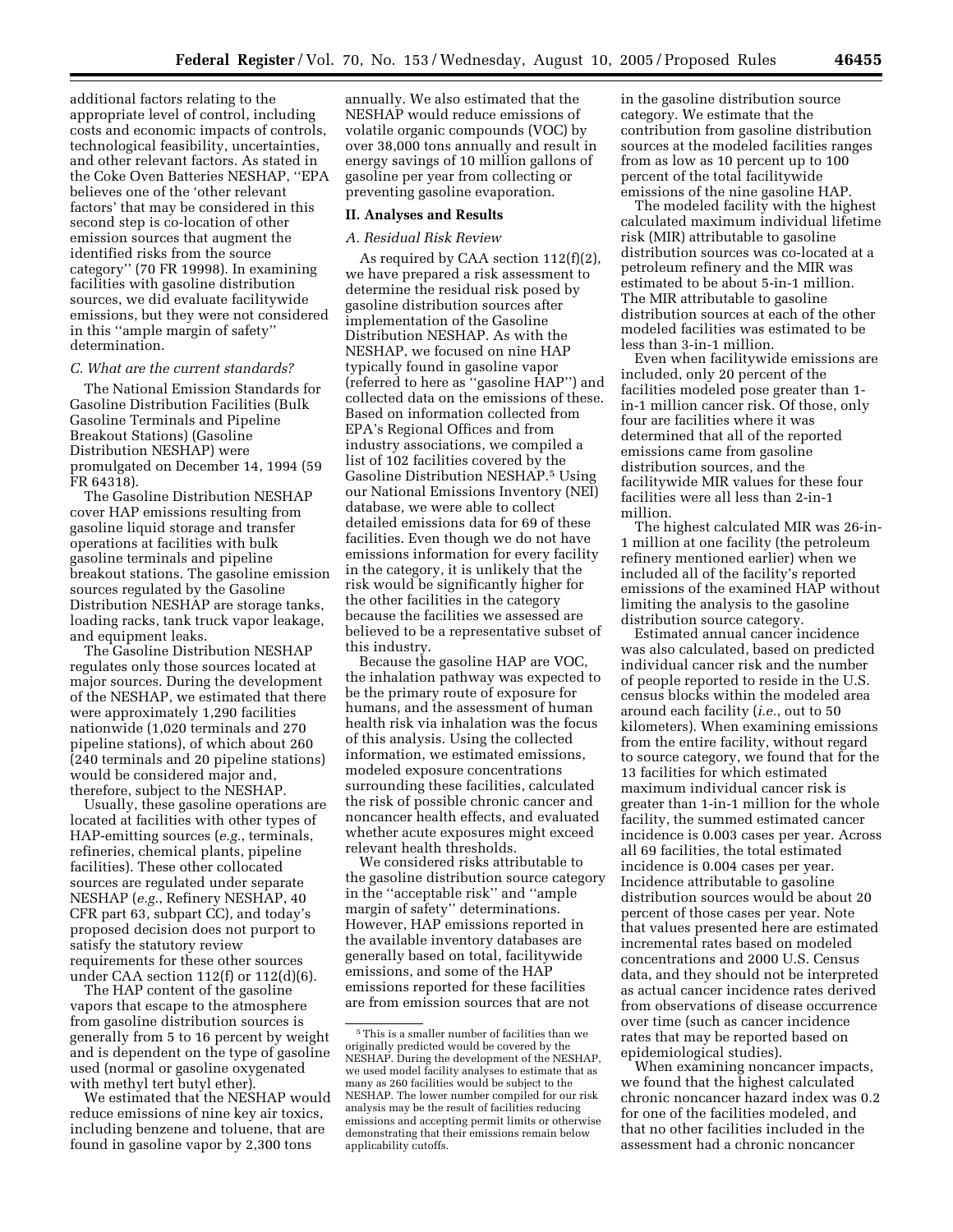additional factors relating to the appropriate level of control, including costs and economic impacts of controls, technological feasibility, uncertainties, and other relevant factors. As stated in the Coke Oven Batteries NESHAP, ''EPA believes one of the 'other relevant factors' that may be considered in this second step is co-location of other emission sources that augment the identified risks from the source category'' (70 FR 19998). In examining facilities with gasoline distribution sources, we did evaluate facilitywide emissions, but they were not considered in this ''ample margin of safety'' determination.

### C. What are the current standards?

The National Emission Standards for Gasoline Distribution Facilities (Bulk Gasoline Terminals and Pipeline Breakout Stations) (Gasoline Distribution NESHAP) were promulgated on December 14, 1994 (59 FR 64318).

The Gasoline Distribution NESHAP cover HAP emissions resulting from gasoline liquid storage and transfer operations at facilities with bulk gasoline terminals and pipeline breakout stations. The gasoline emission sources regulated by the Gasoline Distribution NESHAP are storage tanks, loading racks, tank truck vapor leakage, and equipment leaks.

The Gasoline Distribution NESHAP regulates only those sources located at major sources. During the development of the NESHAP, we estimated that there were approximately 1,290 facilities nationwide (1,020 terminals and 270 pipeline stations), of which about 260 (240 terminals and 20 pipeline stations) would be considered major and, therefore, subject to the NESHAP.

Usually, these gasoline operations are located at facilities with other types of HAP-emitting sources (*e.g.*, terminals, refineries, chemical plants, pipeline facilities). These other collocated sources are regulated under separate NESHAP (*e.g.*, Refinery NESHAP, 40 CFR part 63, subpart CC), and today's proposed decision does not purport to satisfy the statutory review requirements for these other sources under CAA section 112(f) or 112(d)(6).

The HAP content of the gasoline vapors that escape to the atmosphere from gasoline distribution sources is generally from 5 to 16 percent by weight and is dependent on the type of gasoline used (normal or gasoline oxygenated with methyl tert butyl ether).

We estimated that the NESHAP would reduce emissions of nine key air toxics, including benzene and toluene, that are found in gasoline vapor by 2,300 tons annually. We also estimated that the NESHAP would reduce emissions of volatile organic compounds (VOC) by over 38,000 tons annually and result in energy savings of 10 million gallons of gasoline per year from collecting or preventing gasoline evaporation.

## II. Analyses and Results

### A. Residual Risk Review

As required by CAA section 112(f)(2), we have prepared a risk assessment to determine the residual risk posed by gasoline distribution sources after implementation of the Gasoline Distribution NESHAP. As with the NESHAP, we focused on nine HAP typically found in gasoline vapor (referred to here as ''gasoline HAP'') and collected data on the emissions of these. Based on information collected from EPA's Regional Offices and from industry associations, we compiled a list of 102 facilities covered by the Gasoline Distribution NESHAP.[5] Using our National Emissions Inventory (NEI) database, we were able to collect detailed emissions data for 69 of these facilities. Even though we do not have emissions information for every facility in the category, it is unlikely that the risk would be significantly higher for the other facilities in the category because the facilities we assessed are believed to be a representative subset of this industry.

Because the gasoline HAP are VOC, the inhalation pathway was expected to be the primary route of exposure for humans, and the assessment of human health risk via inhalation was the focus of this analysis. Using the collected information, we estimated emissions, modeled exposure concentrations surrounding these facilities, calculated the risk of possible chronic cancer and noncancer health effects, and evaluated whether acute exposures might exceed relevant health thresholds.

We considered risks attributable to the gasoline distribution source category in the ''acceptable risk'' and ''ample margin of safety'' determinations. However, HAP emissions reported in the available inventory databases are generally based on total, facilitywide emissions, and some of the HAP emissions reported for these facilities are from emission sources that are not in the gasoline distribution source category. We estimate that the contribution from gasoline distribution sources at the modeled facilities ranges from as low as 10 percent up to 100 percent of the total facilitywide emissions of the nine gasoline HAP.

The modeled facility with the highest calculated maximum individual lifetime risk (MIR) attributable to gasoline distribution sources was co-located at a petroleum refinery and the MIR was estimated to be about 5-in-1 million. The MIR attributable to gasoline distribution sources at each of the other modeled facilities was estimated to be less than 3-in-1 million.

Even when facilitywide emissions are included, only 20 percent of the facilities modeled pose greater than 1-in-1 million cancer risk. Of those, only four are facilities where it was determined that all of the reported emissions came from gasoline distribution sources, and the facilitywide MIR values for these four facilities were all less than 2-in-1 million.

The highest calculated MIR was 26-in-1 million at one facility (the petroleum refinery mentioned earlier) when we included all of the facility's reported emissions of the examined HAP without limiting the analysis to the gasoline distribution source category.

Estimated annual cancer incidence was also calculated, based on predicted individual cancer risk and the number of people reported to reside in the U.S. census blocks within the modeled area around each facility (*i.e.*, out to 50 kilometers). When examining emissions from the entire facility, without regard to source category, we found that for the 13 facilities for which estimated maximum individual cancer risk is greater than 1-in-1 million for the whole facility, the summed estimated cancer incidence is 0.003 cases per year. Across all 69 facilities, the total estimated incidence is 0.004 cases per year. Incidence attributable to gasoline distribution sources would be about 20 percent of those cases per year. Note that values presented here are estimated incremental rates based on modeled concentrations and 2000 U.S. Census data, and they should not be interpreted as actual cancer incidence rates derived from observations of disease occurrence over time (such as cancer incidence rates that may be reported based on epidemiological studies).

When examining noncancer impacts, we found that the highest calculated chronic noncancer hazard index was 0.2 for one of the facilities modeled, and that no other facilities included in the assessment had a chronic noncancer

[5] This is a smaller number of facilities than we originally predicted would be covered by the NESHAP. During the development of the NESHAP, we used model facility analyses to estimate that as many as 260 facilities would be subject to the NESHAP. The lower number compiled for our risk analysis may be the result of facilities reducing emissions and accepting permit limits or otherwise demonstrating that their emissions remain below applicability cutoffs.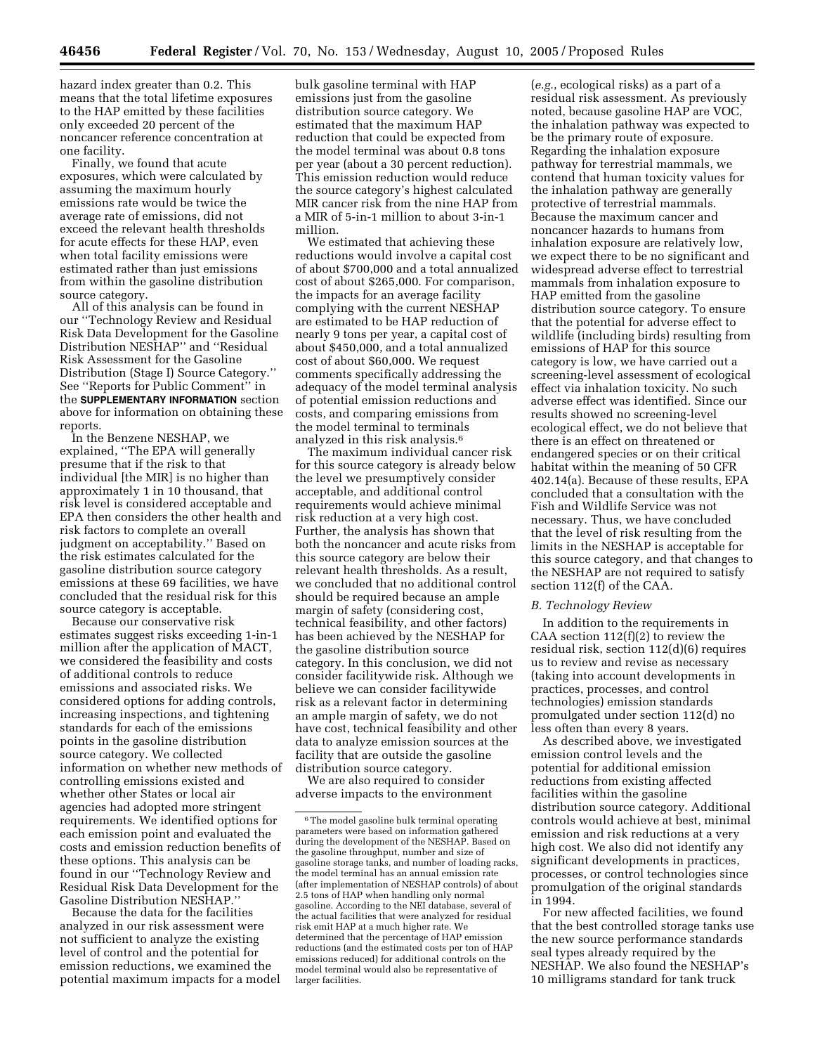hazard index greater than 0.2. This means that the total lifetime exposures to the HAP emitted by these facilities only exceeded 20 percent of the noncancer reference concentration at one facility.

Finally, we found that acute exposures, which were calculated by assuming the maximum hourly emissions rate would be twice the average rate of emissions, did not exceed the relevant health thresholds for acute effects for these HAP, even when total facility emissions were estimated rather than just emissions from within the gasoline distribution source category.

All of this analysis can be found in our ''Technology Review and Residual Risk Data Development for the Gasoline Distribution NESHAP'' and ''Residual Risk Assessment for the Gasoline Distribution (Stage I) Source Category.'' See ''Reports for Public Comment'' in the **SUPPLEMENTARY INFORMATION** section above for information on obtaining these reports.

In the Benzene NESHAP, we explained, ''The EPA will generally presume that if the risk to that individual [the MIR] is no higher than approximately 1 in 10 thousand, that risk level is considered acceptable and EPA then considers the other health and risk factors to complete an overall judgment on acceptability.'' Based on the risk estimates calculated for the gasoline distribution source category emissions at these 69 facilities, we have concluded that the residual risk for this source category is acceptable.

Because our conservative risk estimates suggest risks exceeding 1-in-1 million after the application of MACT, we considered the feasibility and costs of additional controls to reduce emissions and associated risks. We considered options for adding controls, increasing inspections, and tightening standards for each of the emissions points in the gasoline distribution source category. We collected information on whether new methods of controlling emissions existed and whether other States or local air agencies had adopted more stringent requirements. We identified options for each emission point and evaluated the costs and emission reduction benefits of these options. This analysis can be found in our ''Technology Review and Residual Risk Data Development for the Gasoline Distribution NESHAP.''

Because the data for the facilities analyzed in our risk assessment were not sufficient to analyze the existing level of control and the potential for emission reductions, we examined the potential maximum impacts for a model bulk gasoline terminal with HAP emissions just from the gasoline distribution source category. We estimated that the maximum HAP reduction that could be expected from the model terminal was about 0.8 tons per year (about a 30 percent reduction). This emission reduction would reduce the source category's highest calculated MIR cancer risk from the nine HAP from a MIR of 5-in-1 million to about 3-in-1 million.

We estimated that achieving these reductions would involve a capital cost of about $700,000 and a total annualized cost of about $265,000. For comparison, the impacts for an average facility complying with the current NESHAP are estimated to be HAP reduction of nearly 9 tons per year, a capital cost of about $450,000, and a total annualized cost of about $60,000. We request comments specifically addressing the adequacy of the model terminal analysis of potential emission reductions and costs, and comparing emissions from the model terminal to terminals analyzed in this risk analysis.[6]

The maximum individual cancer risk for this source category is already below the level we presumptively consider acceptable, and additional control requirements would achieve minimal risk reduction at a very high cost. Further, the analysis has shown that both the noncancer and acute risks from this source category are below their relevant health thresholds. As a result, we concluded that no additional control should be required because an ample margin of safety (considering cost, technical feasibility, and other factors) has been achieved by the NESHAP for the gasoline distribution source category. In this conclusion, we did not consider facilitywide risk. Although we believe we can consider facilitywide risk as a relevant factor in determining an ample margin of safety, we do not have cost, technical feasibility and other data to analyze emission sources at the facility that are outside the gasoline distribution source category.

We are also required to consider adverse impacts to the environment (*e.g.*, ecological risks) as a part of a residual risk assessment. As previously noted, because gasoline HAP are VOC, the inhalation pathway was expected to be the primary route of exposure. Regarding the inhalation exposure pathway for terrestrial mammals, we contend that human toxicity values for the inhalation pathway are generally protective of terrestrial mammals. Because the maximum cancer and noncancer hazards to humans from inhalation exposure are relatively low, we expect there to be no significant and widespread adverse effect to terrestrial mammals from inhalation exposure to HAP emitted from the gasoline distribution source category. To ensure that the potential for adverse effect to wildlife (including birds) resulting from emissions of HAP for this source category is low, we have carried out a screening-level assessment of ecological effect via inhalation toxicity. No such adverse effect was identified. Since our results showed no screening-level ecological effect, we do not believe that there is an effect on threatened or endangered species or on their critical habitat within the meaning of 50 CFR 402.14(a). Because of these results, EPA concluded that a consultation with the Fish and Wildlife Service was not necessary. Thus, we have concluded that the level of risk resulting from the limits in the NESHAP is acceptable for this source category, and that changes to the NESHAP are not required to satisfy section 112(f) of the CAA.

### *B. Technology Review*

In addition to the requirements in CAA section 112(f)(2) to review the residual risk, section 112(d)(6) requires us to review and revise as necessary (taking into account developments in practices, processes, and control technologies) emission standards promulgated under section 112(d) no less often than every 8 years.

As described above, we investigated emission control levels and the potential for additional emission reductions from existing affected facilities within the gasoline distribution source category. Additional controls would achieve at best, minimal emission and risk reductions at a very high cost. We also did not identify any significant developments in practices, processes, or control technologies since promulgation of the original standards in 1994.

For new affected facilities, we found that the best controlled storage tanks use the new source performance standards seal types already required by the NESHAP. We also found the NESHAP's 10 milligrams standard for tank truck

[6] The model gasoline bulk terminal operating parameters were based on information gathered during the development of the NESHAP. Based on the gasoline throughput, number and size of gasoline storage tanks, and number of loading racks, the model terminal has an annual emission rate (after implementation of NESHAP controls) of about 2.5 tons of HAP when handling only normal gasoline. According to the NEI database, several of the actual facilities that were analyzed for residual risk emit HAP at a much higher rate. We determined that the percentage of HAP emission reductions (and the estimated costs per ton of HAP emissions reduced) for additional controls on the model terminal would also be representative of larger facilities.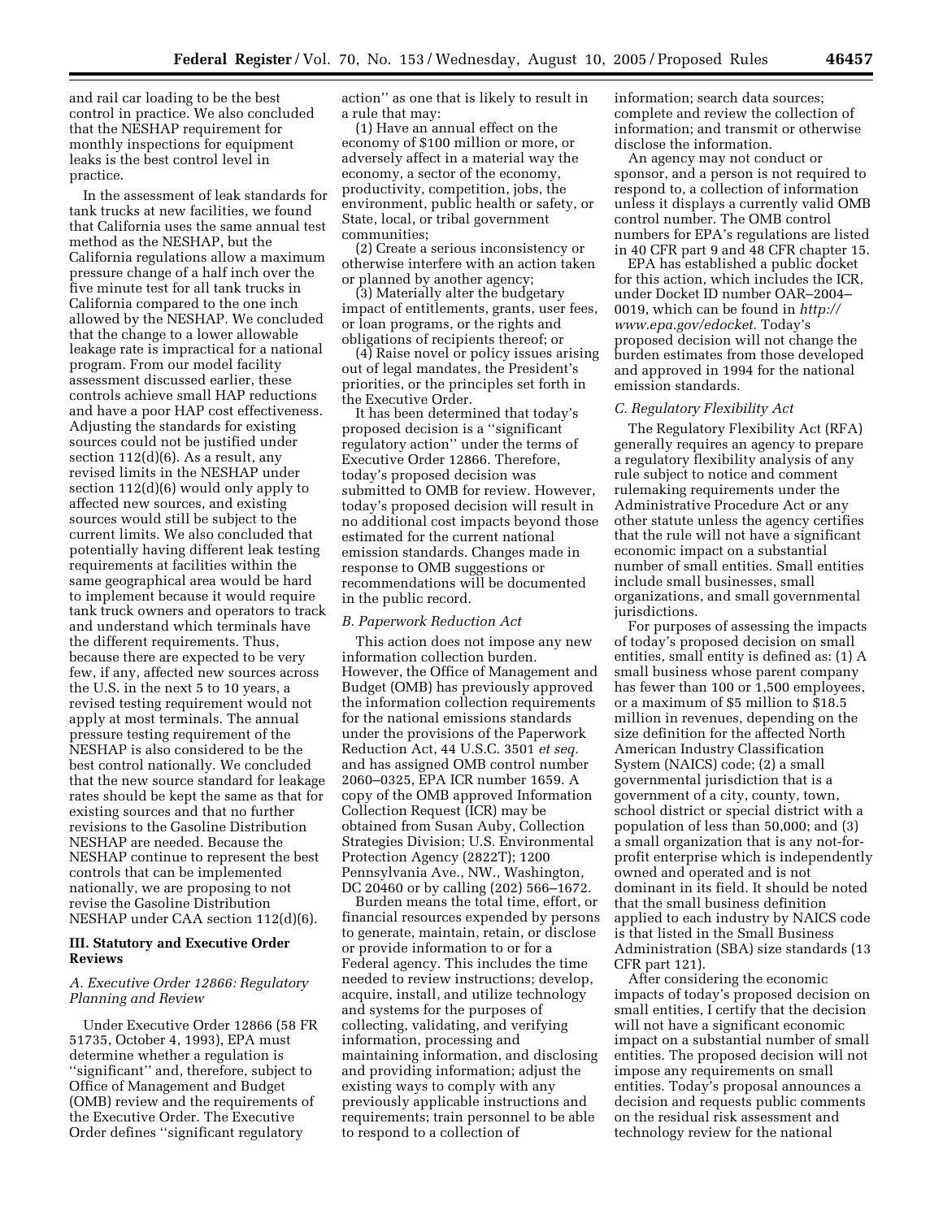and rail car loading to be the best control in practice. We also concluded that the NESHAP requirement for monthly inspections for equipment leaks is the best control level in practice.

In the assessment of leak standards for tank trucks at new facilities, we found that California uses the same annual test method as the NESHAP, but the California regulations allow a maximum pressure change of a half inch over the five minute test for all tank trucks in California compared to the one inch allowed by the NESHAP. We concluded that the change to a lower allowable leakage rate is impractical for a national program. From our model facility assessment discussed earlier, these controls achieve small HAP reductions and have a poor HAP cost effectiveness. Adjusting the standards for existing sources could not be justified under section 112(d)(6). As a result, any revised limits in the NESHAP under section 112(d)(6) would only apply to affected new sources, and existing sources would still be subject to the current limits. We also concluded that potentially having different leak testing requirements at facilities within the same geographical area would be hard to implement because it would require tank truck owners and operators to track and understand which terminals have the different requirements. Thus, because there are expected to be very few, if any, affected new sources across the U.S. in the next 5 to 10 years, a revised testing requirement would not apply at most terminals. The annual pressure testing requirement of the NESHAP is also considered to be the best control nationally. We concluded that the new source standard for leakage rates should be kept the same as that for existing sources and that no further revisions to the Gasoline Distribution NESHAP are needed. Because the NESHAP continue to represent the best controls that can be implemented nationally, we are proposing to not revise the Gasoline Distribution NESHAP under CAA section 112(d)(6).

## III. Statutory and Executive Order Reviews

### *A. Executive Order 12866: Regulatory Planning and Review*

Under Executive Order 12866 (58 FR 51735, October 4, 1993), EPA must determine whether a regulation is ''significant'' and, therefore, subject to Office of Management and Budget (OMB) review and the requirements of the Executive Order. The Executive Order defines ''significant regulatory action'' as one that is likely to result in a rule that may:

(1) Have an annual effect on the economy of $100 million or more, or adversely affect in a material way the economy, a sector of the economy, productivity, competition, jobs, the environment, public health or safety, or State, local, or tribal government communities;

(2) Create a serious inconsistency or otherwise interfere with an action taken or planned by another agency;

(3) Materially alter the budgetary impact of entitlements, grants, user fees, or loan programs, or the rights and obligations of recipients thereof; or

(4) Raise novel or policy issues arising out of legal mandates, the President's priorities, or the principles set forth in the Executive Order.

It has been determined that today's proposed decision is a ''significant regulatory action'' under the terms of Executive Order 12866. Therefore, today's proposed decision was submitted to OMB for review. However, today's proposed decision will result in no additional cost impacts beyond those estimated for the current national emission standards. Changes made in response to OMB suggestions or recommendations will be documented in the public record.

### *B. Paperwork Reduction Act*

This action does not impose any new information collection burden. However, the Office of Management and Budget (OMB) has previously approved the information collection requirements for the national emissions standards under the provisions of the Paperwork Reduction Act, 44 U.S.C. 3501 *et seq.* and has assigned OMB control number 2060–0325, EPA ICR number 1659. A copy of the OMB approved Information Collection Request (ICR) may be obtained from Susan Auby, Collection Strategies Division; U.S. Environmental Protection Agency (2822T); 1200 Pennsylvania Ave., NW., Washington, DC 20460 or by calling (202) 566–1672.

Burden means the total time, effort, or financial resources expended by persons to generate, maintain, retain, or disclose or provide information to or for a Federal agency. This includes the time needed to review instructions; develop, acquire, install, and utilize technology and systems for the purposes of collecting, validating, and verifying information, processing and maintaining information, and disclosing and providing information; adjust the existing ways to comply with any previously applicable instructions and requirements; train personnel to be able to respond to a collection of information; search data sources; complete and review the collection of information; and transmit or otherwise disclose the information.

An agency may not conduct or sponsor, and a person is not required to respond to, a collection of information unless it displays a currently valid OMB control number. The OMB control numbers for EPA's regulations are listed in 40 CFR part 9 and 48 CFR chapter 15.

EPA has established a public docket for this action, which includes the ICR, under Docket ID number OAR–2004–0019, which can be found in *http://www.epa.gov/edocket*. Today's proposed decision will not change the burden estimates from those developed and approved in 1994 for the national emission standards.

### *C. Regulatory Flexibility Act*

The Regulatory Flexibility Act (RFA) generally requires an agency to prepare a regulatory flexibility analysis of any rule subject to notice and comment rulemaking requirements under the Administrative Procedure Act or any other statute unless the agency certifies that the rule will not have a significant economic impact on a substantial number of small entities. Small entities include small businesses, small organizations, and small governmental jurisdictions.

For purposes of assessing the impacts of today's proposed decision on small entities, small entity is defined as: (1) A small business whose parent company has fewer than 100 or 1,500 employees, or a maximum of $5 million to $18.5 million in revenues, depending on the size definition for the affected North American Industry Classification System (NAICS) code; (2) a small governmental jurisdiction that is a government of a city, county, town, school district or special district with a population of less than 50,000; and (3) a small organization that is any not-for-profit enterprise which is independently owned and operated and is not dominant in its field. It should be noted that the small business definition applied to each industry by NAICS code is that listed in the Small Business Administration (SBA) size standards (13 CFR part 121).

After considering the economic impacts of today's proposed decision on small entities, I certify that the decision will not have a significant economic impact on a substantial number of small entities. The proposed decision will not impose any requirements on small entities. Today's proposal announces a decision and requests public comments on the residual risk assessment and technology review for the national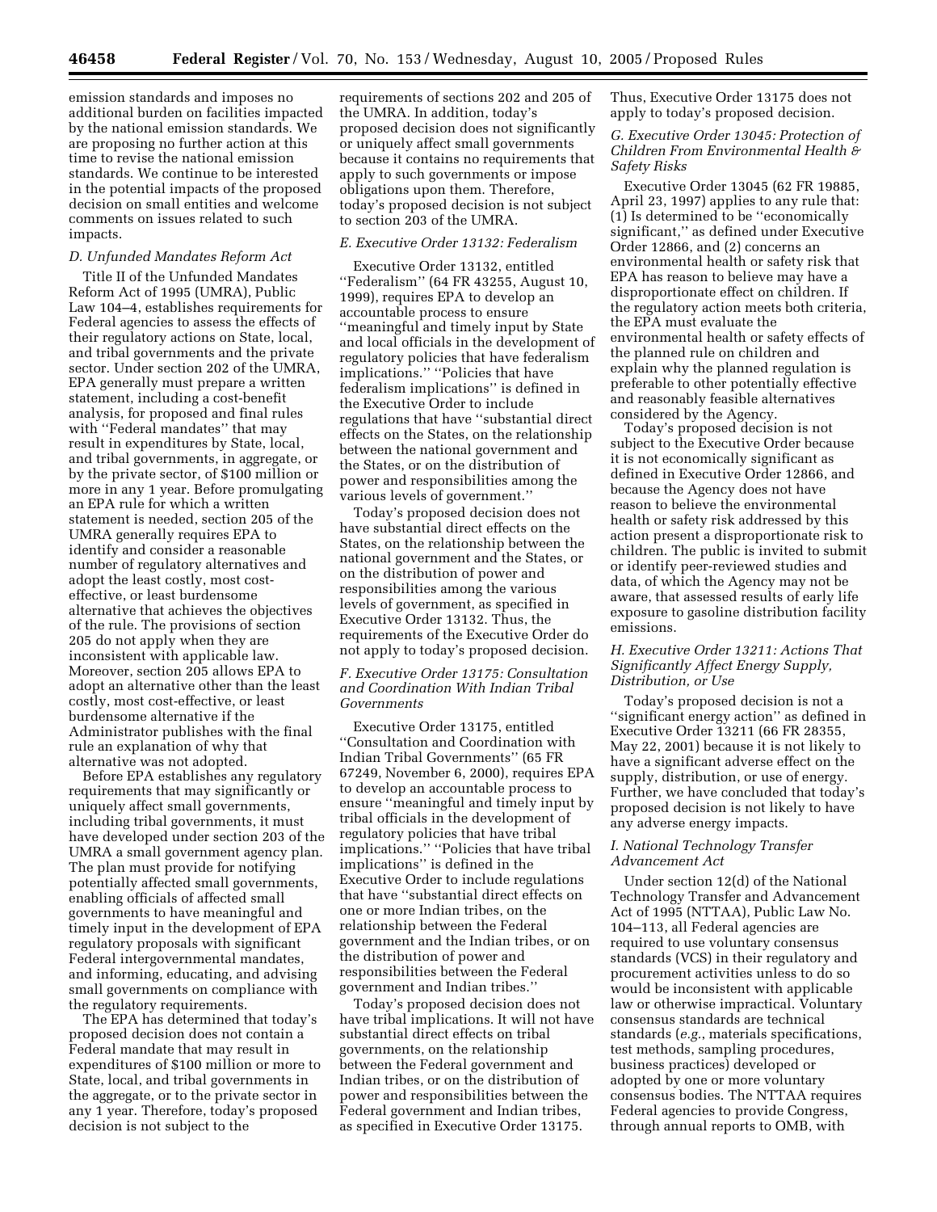emission standards and imposes no additional burden on facilities impacted by the national emission standards. We are proposing no further action at this time to revise the national emission standards. We continue to be interested in the potential impacts of the proposed decision on small entities and welcome comments on issues related to such impacts.

### *D. Unfunded Mandates Reform Act*

Title II of the Unfunded Mandates Reform Act of 1995 (UMRA), Public Law 104–4, establishes requirements for Federal agencies to assess the effects of their regulatory actions on State, local, and tribal governments and the private sector. Under section 202 of the UMRA, EPA generally must prepare a written statement, including a cost-benefit analysis, for proposed and final rules with ''Federal mandates'' that may result in expenditures by State, local, and tribal governments, in aggregate, or by the private sector, of $100 million or more in any 1 year. Before promulgating an EPA rule for which a written statement is needed, section 205 of the UMRA generally requires EPA to identify and consider a reasonable number of regulatory alternatives and adopt the least costly, most cost-effective, or least burdensome alternative that achieves the objectives of the rule. The provisions of section 205 do not apply when they are inconsistent with applicable law. Moreover, section 205 allows EPA to adopt an alternative other than the least costly, most cost-effective, or least burdensome alternative if the Administrator publishes with the final rule an explanation of why that alternative was not adopted.

Before EPA establishes any regulatory requirements that may significantly or uniquely affect small governments, including tribal governments, it must have developed under section 203 of the UMRA a small government agency plan. The plan must provide for notifying potentially affected small governments, enabling officials of affected small governments to have meaningful and timely input in the development of EPA regulatory proposals with significant Federal intergovernmental mandates, and informing, educating, and advising small governments on compliance with the regulatory requirements.

The EPA has determined that today's proposed decision does not contain a Federal mandate that may result in expenditures of $100 million or more to State, local, and tribal governments in the aggregate, or to the private sector in any 1 year. Therefore, today's proposed decision is not subject to the requirements of sections 202 and 205 of the UMRA. In addition, today's proposed decision does not significantly or uniquely affect small governments because it contains no requirements that apply to such governments or impose obligations upon them. Therefore, today's proposed decision is not subject to section 203 of the UMRA.

### *E. Executive Order 13132: Federalism*

Executive Order 13132, entitled ''Federalism'' (64 FR 43255, August 10, 1999), requires EPA to develop an accountable process to ensure ''meaningful and timely input by State and local officials in the development of regulatory policies that have federalism implications.'' ''Policies that have federalism implications'' is defined in the Executive Order to include regulations that have ''substantial direct effects on the States, on the relationship between the national government and the States, or on the distribution of power and responsibilities among the various levels of government.''

Today's proposed decision does not have substantial direct effects on the States, on the relationship between the national government and the States, or on the distribution of power and responsibilities among the various levels of government, as specified in Executive Order 13132. Thus, the requirements of the Executive Order do not apply to today's proposed decision.

### *F. Executive Order 13175: Consultation and Coordination With Indian Tribal Governments*

Executive Order 13175, entitled ''Consultation and Coordination with Indian Tribal Governments'' (65 FR 67249, November 6, 2000), requires EPA to develop an accountable process to ensure ''meaningful and timely input by tribal officials in the development of regulatory policies that have tribal implications.'' ''Policies that have tribal implications'' is defined in the Executive Order to include regulations that have ''substantial direct effects on one or more Indian tribes, on the relationship between the Federal government and the Indian tribes, or on the distribution of power and responsibilities between the Federal government and Indian tribes.''

Today's proposed decision does not have tribal implications. It will not have substantial direct effects on tribal governments, on the relationship between the Federal government and Indian tribes, or on the distribution of power and responsibilities between the Federal government and Indian tribes, as specified in Executive Order 13175. Thus, Executive Order 13175 does not apply to today's proposed decision.

### *G. Executive Order 13045: Protection of Children From Environmental Health & Safety Risks*

Executive Order 13045 (62 FR 19885, April 23, 1997) applies to any rule that: (1) Is determined to be ''economically significant,'' as defined under Executive Order 12866, and (2) concerns an environmental health or safety risk that EPA has reason to believe may have a disproportionate effect on children. If the regulatory action meets both criteria, the EPA must evaluate the environmental health or safety effects of the planned rule on children and explain why the planned regulation is preferable to other potentially effective and reasonably feasible alternatives considered by the Agency.

Today's proposed decision is not subject to the Executive Order because it is not economically significant as defined in Executive Order 12866, and because the Agency does not have reason to believe the environmental health or safety risk addressed by this action present a disproportionate risk to children. The public is invited to submit or identify peer-reviewed studies and data, of which the Agency may not be aware, that assessed results of early life exposure to gasoline distribution facility emissions.

### *H. Executive Order 13211: Actions That Significantly Affect Energy Supply, Distribution, or Use*

Today's proposed decision is not a ''significant energy action'' as defined in Executive Order 13211 (66 FR 28355, May 22, 2001) because it is not likely to have a significant adverse effect on the supply, distribution, or use of energy. Further, we have concluded that today's proposed decision is not likely to have any adverse energy impacts.

### *I. National Technology Transfer Advancement Act*

Under section 12(d) of the National Technology Transfer and Advancement Act of 1995 (NTTAA), Public Law No. 104–113, all Federal agencies are required to use voluntary consensus standards (VCS) in their regulatory and procurement activities unless to do so would be inconsistent with applicable law or otherwise impractical. Voluntary consensus standards are technical standards (*e.g.*, materials specifications, test methods, sampling procedures, business practices) developed or adopted by one or more voluntary consensus bodies. The NTTAA requires Federal agencies to provide Congress, through annual reports to OMB, with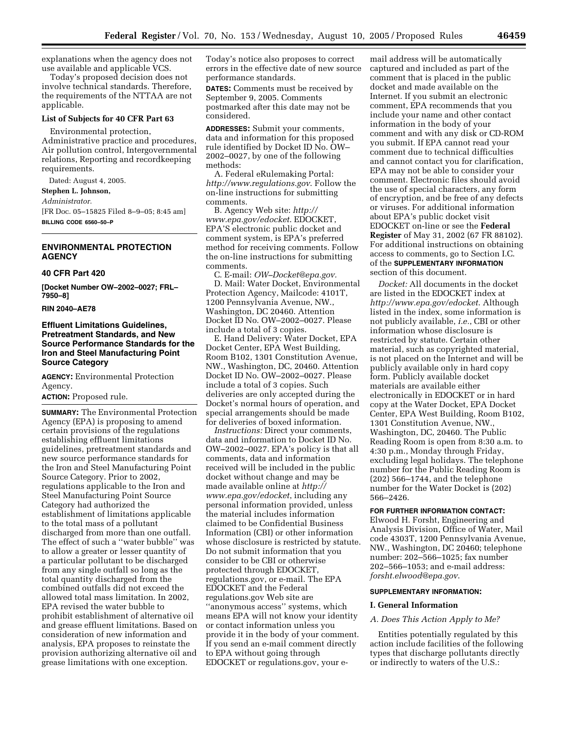explanations when the agency does not use available and applicable VCS.

Today's proposed decision does not involve technical standards. Therefore, the requirements of the NTTAA are not applicable.

### List of Subjects for 40 CFR Part 63

Environmental protection, Administrative practice and procedures, Air pollution control, Intergovernmental relations, Reporting and recordkeeping requirements.

Dated: August 4, 2005.

**Stephen L. Johnson,**

*Administrator.*

[FR Doc. 05–15825 Filed 8–9–05; 8:45 am]

**BILLING CODE 6560–50–P**

---

## ENVIRONMENTAL PROTECTION AGENCY

### 40 CFR Part 420

**[Docket Number OW–2002–0027; FRL–7950–8]**

**RIN 2040–AE78**

### Effluent Limitations Guidelines, Pretreatment Standards, and New Source Performance Standards for the Iron and Steel Manufacturing Point Source Category

**AGENCY:** Environmental Protection Agency.

**ACTION:** Proposed rule.

**SUMMARY:** The Environmental Protection Agency (EPA) is proposing to amend certain provisions of the regulations establishing effluent limitations guidelines, pretreatment standards and new source performance standards for the Iron and Steel Manufacturing Point Source Category. Prior to 2002, regulations applicable to the Iron and Steel Manufacturing Point Source Category had authorized the establishment of limitations applicable to the total mass of a pollutant discharged from more than one outfall. The effect of such a "water bubble" was to allow a greater or lesser quantity of a particular pollutant to be discharged from any single outfall so long as the total quantity discharged from the combined outfalls did not exceed the allowed total mass limitation. In 2002, EPA revised the water bubble to prohibit establishment of alternative oil and grease effluent limitations. Based on consideration of new information and analysis, EPA proposes to reinstate the provision authorizing alternative oil and grease limitations with one exception. Today's notice also proposes to correct errors in the effective date of new source performance standards.

**DATES:** Comments must be received by September 9, 2005. Comments postmarked after this date may not be considered.

**ADDRESSES:** Submit your comments, data and information for this proposed rule identified by Docket ID No. OW–2002–0027, by one of the following methods:

A. Federal eRulemaking Portal: *http://www.regulations.gov*. Follow the on-line instructions for submitting comments.

B. Agency Web site: *http://www.epa.gov/edocket*. EDOCKET, EPA'S electronic public docket and comment system, is EPA's preferred method for receiving comments. Follow the on-line instructions for submitting comments.

C. E-mail: *OW–Docket@epa.gov.*

D. Mail: Water Docket, Environmental Protection Agency, Mailcode: 4101T, 1200 Pennsylvania Avenue, NW., Washington, DC 20460. Attention Docket ID No. OW–2002–0027. Please include a total of 3 copies.

E. Hand Delivery: Water Docket, EPA Docket Center, EPA West Building, Room B102, 1301 Constitution Avenue, NW., Washington, DC, 20460. Attention Docket ID No. OW–2002–0027. Please include a total of 3 copies. Such deliveries are only accepted during the Docket's normal hours of operation, and special arrangements should be made for deliveries of boxed information.

*Instructions:* Direct your comments, data and information to Docket ID No. OW–2002–0027. EPA's policy is that all comments, data and information received will be included in the public docket without change and may be made available online at *http://www.epa.gov/edocket*, including any personal information provided, unless the material includes information claimed to be Confidential Business Information (CBI) or other information whose disclosure is restricted by statute. Do not submit information that you consider to be CBI or otherwise protected through EDOCKET, regulations.gov, or e-mail. The EPA EDOCKET and the Federal regulations.gov Web site are "anonymous access" systems, which means EPA will not know your identity or contact information unless you provide it in the body of your comment. If you send an e-mail comment directly to EPA without going through EDOCKET or regulations.gov, your e-mail address will be automatically captured and included as part of the comment that is placed in the public docket and made available on the Internet. If you submit an electronic comment, EPA recommends that you include your name and other contact information in the body of your comment and with any disk or CD-ROM you submit. If EPA cannot read your comment due to technical difficulties and cannot contact you for clarification, EPA may not be able to consider your comment. Electronic files should avoid the use of special characters, any form of encryption, and be free of any defects or viruses. For additional information about EPA's public docket visit EDOCKET on-line or see the **Federal Register** of May 31, 2002 (67 FR 88102). For additional instructions on obtaining access to comments, go to Section I.C. of the **SUPPLEMENTARY INFORMATION** section of this document.

*Docket:* All documents in the docket are listed in the EDOCKET index at *http://www.epa.gov/edocket*. Although listed in the index, some information is not publicly available, *i.e.*, CBI or other information whose disclosure is restricted by statute. Certain other material, such as copyrighted material, is not placed on the Internet and will be publicly available only in hard copy form. Publicly available docket materials are available either electronically in EDOCKET or in hard copy at the Water Docket, EPA Docket Center, EPA West Building, Room B102, 1301 Constitution Avenue, NW., Washington, DC, 20460. The Public Reading Room is open from 8:30 a.m. to 4:30 p.m., Monday through Friday, excluding legal holidays. The telephone number for the Public Reading Room is (202) 566–1744, and the telephone number for the Water Docket is (202) 566–2426.

**FOR FURTHER INFORMATION CONTACT:** Elwood H. Forsht, Engineering and Analysis Division, Office of Water, Mail code 4303T, 1200 Pennsylvania Avenue, NW., Washington, DC 20460; telephone number: 202–566–1025; fax number 202–566–1053; and e-mail address: *forsht.elwood@epa.gov*.

**SUPPLEMENTARY INFORMATION:**

### I. General Information

*A. Does This Action Apply to Me?*

Entities potentially regulated by this action include facilities of the following types that discharge pollutants directly or indirectly to waters of the U.S.: